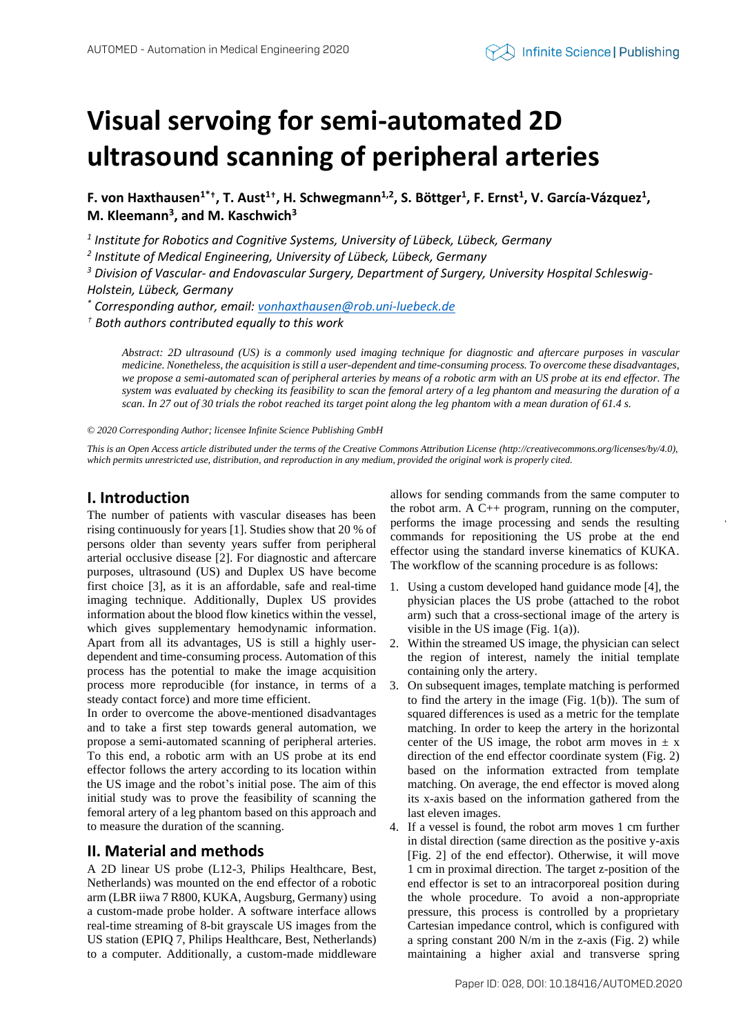# Visual servoing for semi-automated 2D ultrasound scanning of peripheral arteries

**F. von Haxthausen[1*†], T. Aust[1†], H. Schwegmann[1,2], S. Böttger[1], F. Ernst[1], V. García-Vázquez[1], M. Kleemann[3], and M. Kaschwich[3]**

*[1] Institute for Robotics and Cognitive Systems, University of Lübeck, Lübeck, Germany*
*[2] Institute of Medical Engineering, University of Lübeck, Lübeck, Germany*
*[3] Division of Vascular- and Endovascular Surgery, Department of Surgery, University Hospital Schleswig-Holstein, Lübeck, Germany*
*[*] Corresponding author, email: vonhaxthausen@rob.uni-luebeck.de*
*[†] Both authors contributed equally to this work*

*Abstract: 2D ultrasound (US) is a commonly used imaging technique for diagnostic and aftercare purposes in vascular medicine. Nonetheless, the acquisition is still a user-dependent and time-consuming process. To overcome these disadvantages, we propose a semi-automated scan of peripheral arteries by means of a robotic arm with an US probe at its end effector. The system was evaluated by checking its feasibility to scan the femoral artery of a leg phantom and measuring the duration of a scan. In 27 out of 30 trials the robot reached its target point along the leg phantom with a mean duration of 61.4 s.*

*© 2020 Corresponding Author; licensee Infinite Science Publishing GmbH*

*This is an Open Access article distributed under the terms of the Creative Commons Attribution License (http://creativecommons.org/licenses/by/4.0), which permits unrestricted use, distribution, and reproduction in any medium, provided the original work is properly cited.*

## I. Introduction

The number of patients with vascular diseases has been rising continuously for years [1]. Studies show that 20 % of persons older than seventy years suffer from peripheral arterial occlusive disease [2]. For diagnostic and aftercare purposes, ultrasound (US) and Duplex US have become first choice [3], as it is an affordable, safe and real-time imaging technique. Additionally, Duplex US provides information about the blood flow kinetics within the vessel, which gives supplementary hemodynamic information. Apart from all its advantages, US is still a highly user-dependent and time-consuming process. Automation of this process has the potential to make the image acquisition process more reproducible (for instance, in terms of a steady contact force) and more time efficient.

In order to overcome the above-mentioned disadvantages and to take a first step towards general automation, we propose a semi-automated scanning of peripheral arteries. To this end, a robotic arm with an US probe at its end effector follows the artery according to its location within the US image and the robot's initial pose. The aim of this initial study was to prove the feasibility of scanning the femoral artery of a leg phantom based on this approach and to measure the duration of the scanning.

## II. Material and methods

A 2D linear US probe (L12-3, Philips Healthcare, Best, Netherlands) was mounted on the end effector of a robotic arm (LBR iiwa 7 R800, KUKA, Augsburg, Germany) using a custom-made probe holder. A software interface allows real-time streaming of 8-bit grayscale US images from the US station (EPIQ 7, Philips Healthcare, Best, Netherlands) to a computer. Additionally, a custom-made middleware allows for sending commands from the same computer to the robot arm. A C++ program, running on the computer, performs the image processing and sends the resulting commands for repositioning the US probe at the end effector using the standard inverse kinematics of KUKA. The workflow of the scanning procedure is as follows:

1. Using a custom developed hand guidance mode [4], the physician places the US probe (attached to the robot arm) such that a cross-sectional image of the artery is visible in the US image (Fig. 1(a)).
2. Within the streamed US image, the physician can select the region of interest, namely the initial template containing only the artery.
3. On subsequent images, template matching is performed to find the artery in the image (Fig. 1(b)). The sum of squared differences is used as a metric for the template matching. In order to keep the artery in the horizontal center of the US image, the robot arm moves in ± x direction of the end effector coordinate system (Fig. 2) based on the information extracted from template matching. On average, the end effector is moved along its x-axis based on the information gathered from the last eleven images.
4. If a vessel is found, the robot arm moves 1 cm further in distal direction (same direction as the positive y-axis [Fig. 2] of the end effector). Otherwise, it will move 1 cm in proximal direction. The target z-position of the end effector is set to an intracorporeal position during the whole procedure. To avoid a non-appropriate pressure, this process is controlled by a proprietary Cartesian impedance control, which is configured with a spring constant 200 N/m in the z-axis (Fig. 2) while maintaining a higher axial and transverse spring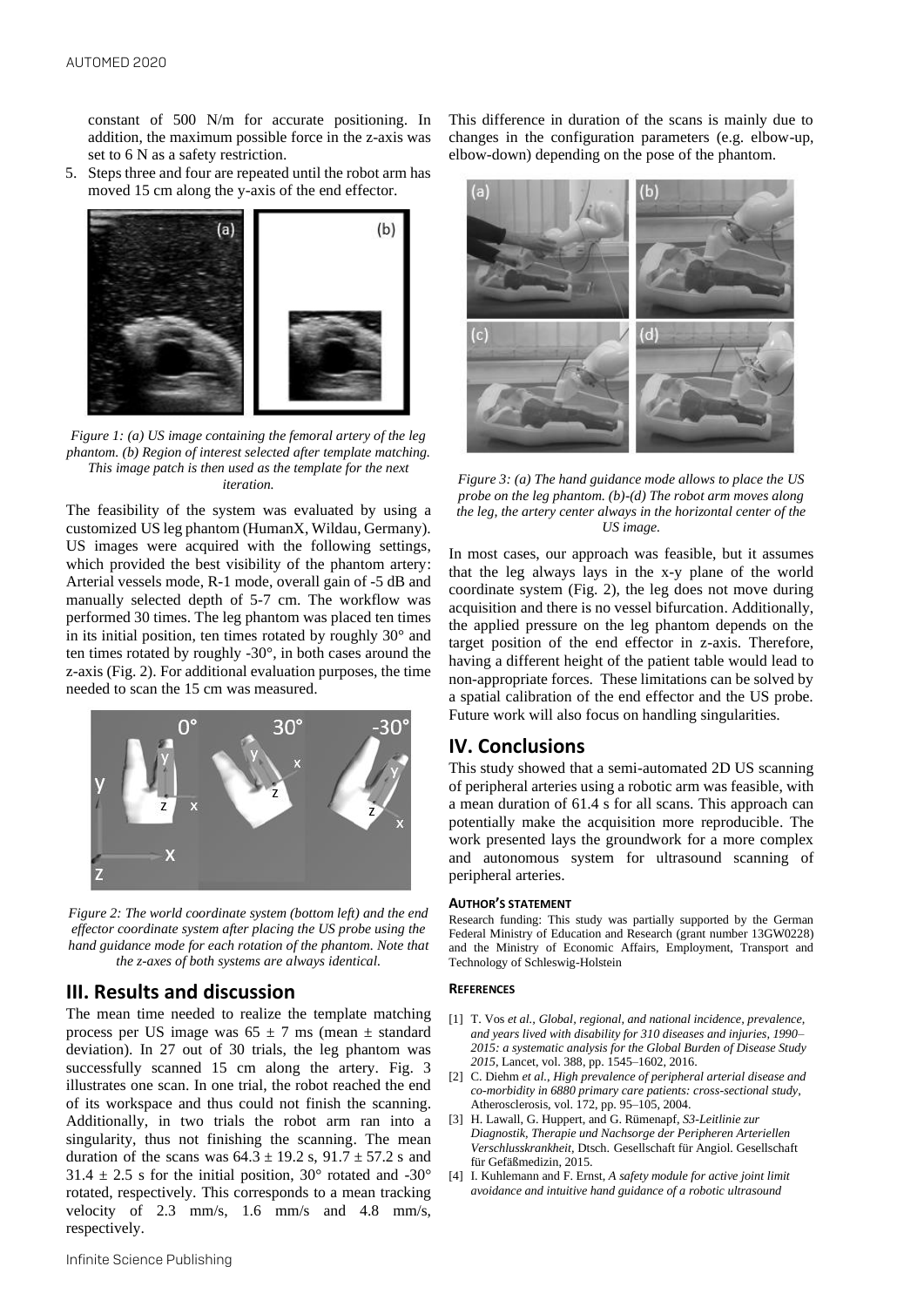constant of 500 N/m for accurate positioning. In addition, the maximum possible force in the z-axis was set to 6 N as a safety restriction.

5. Steps three and four are repeated until the robot arm has moved 15 cm along the y-axis of the end effector.

*Figure 1: (a) US image containing the femoral artery of the leg phantom. (b) Region of interest selected after template matching. This image patch is then used as the template for the next iteration.*

The feasibility of the system was evaluated by using a customized US leg phantom (HumanX, Wildau, Germany). US images were acquired with the following settings, which provided the best visibility of the phantom artery: Arterial vessels mode, R-1 mode, overall gain of -5 dB and manually selected depth of 5-7 cm. The workflow was performed 30 times. The leg phantom was placed ten times in its initial position, ten times rotated by roughly 30° and ten times rotated by roughly -30°, in both cases around the z-axis (Fig. 2). For additional evaluation purposes, the time needed to scan the 15 cm was measured.

*Figure 2: The world coordinate system (bottom left) and the end effector coordinate system after placing the US probe using the hand guidance mode for each rotation of the phantom. Note that the z-axes of both systems are always identical.*

## III. Results and discussion

The mean time needed to realize the template matching process per US image was 65 ± 7 ms (mean ± standard deviation). In 27 out of 30 trials, the leg phantom was successfully scanned 15 cm along the artery. Fig. 3 illustrates one scan. In one trial, the robot reached the end of its workspace and thus could not finish the scanning. Additionally, in two trials the robot arm ran into a singularity, thus not finishing the scanning. The mean duration of the scans was 64.3 ± 19.2 s, 91.7 ± 57.2 s and 31.4 ± 2.5 s for the initial position, 30° rotated and -30° rotated, respectively. This corresponds to a mean tracking velocity of 2.3 mm/s, 1.6 mm/s and 4.8 mm/s, respectively.

This difference in duration of the scans is mainly due to changes in the configuration parameters (e.g. elbow-up, elbow-down) depending on the pose of the phantom.

*Figure 3: (a) The hand guidance mode allows to place the US probe on the leg phantom. (b)-(d) The robot arm moves along the leg, the artery center always in the horizontal center of the US image.*

In most cases, our approach was feasible, but it assumes that the leg always lays in the x-y plane of the world coordinate system (Fig. 2), the leg does not move during acquisition and there is no vessel bifurcation. Additionally, the applied pressure on the leg phantom depends on the target position of the end effector in z-axis. Therefore, having a different height of the patient table would lead to non-appropriate forces. These limitations can be solved by a spatial calibration of the end effector and the US probe. Future work will also focus on handling singularities.

## IV. Conclusions

This study showed that a semi-automated 2D US scanning of peripheral arteries using a robotic arm was feasible, with a mean duration of 61.4 s for all scans. This approach can potentially make the acquisition more reproducible. The work presented lays the groundwork for a more complex and autonomous system for ultrasound scanning of peripheral arteries.

#### AUTHOR'S STATEMENT

Research funding: This study was partially supported by the German Federal Ministry of Education and Research (grant number 13GW0228) and the Ministry of Economic Affairs, Employment, Transport and Technology of Schleswig-Holstein

#### REFERENCES

[1] T. Vos *et al.*, *Global, regional, and national incidence, prevalence, and years lived with disability for 310 diseases and injuries, 1990–2015: a systematic analysis for the Global Burden of Disease Study 2015*, Lancet, vol. 388, pp. 1545–1602, 2016.

[2] C. Diehm *et al.*, *High prevalence of peripheral arterial disease and co-morbidity in 6880 primary care patients: cross-sectional study*, Atherosclerosis, vol. 172, pp. 95–105, 2004.

[3] H. Lawall, G. Huppert, and G. Rümenapf, *S3-Leitlinie zur Diagnostik, Therapie und Nachsorge der Peripheren Arteriellen Verschlusskrankheit*, Dtsch. Gesellschaft für Angiol. Gesellschaft für Gefäßmedizin, 2015.

[4] I. Kuhlemann and F. Ernst, *A safety module for active joint limit avoidance and intuitive hand guidance of a robotic ultrasound*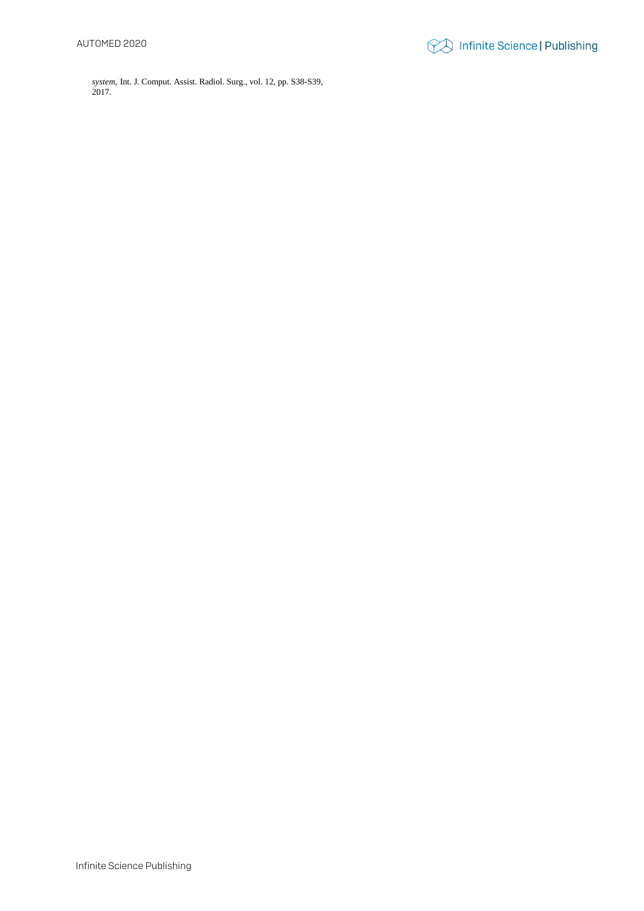*system,* Int. J. Comput. Assist. Radiol. Surg., vol. 12, pp. S38-S39, 2017.